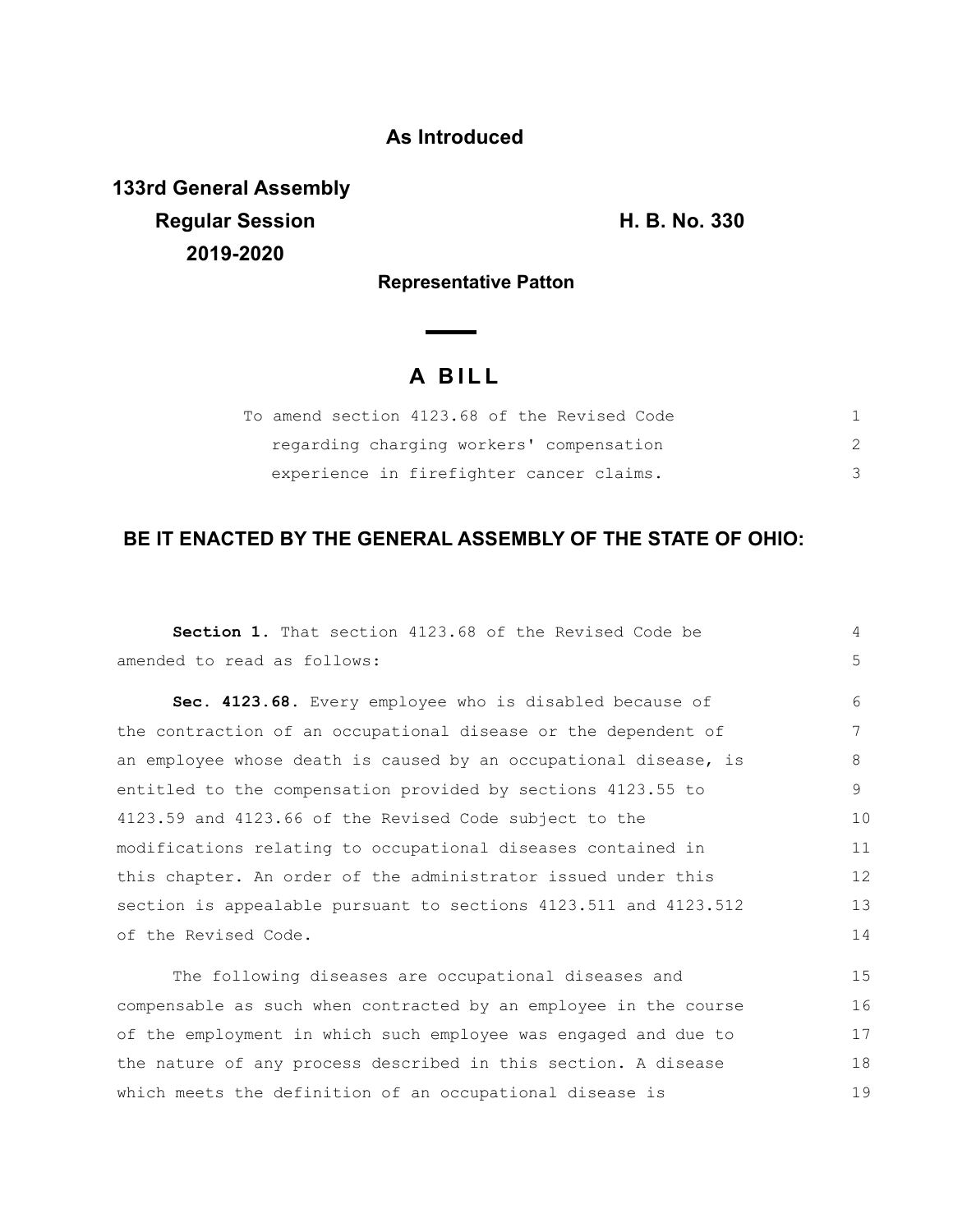**As Introduced**

**133rd General Assembly**
**Regular Session**
**2019-2020**

**H. B. No. 330**

**Representative Patton**

# A BILL

To amend section 4123.68 of the Revised Code regarding charging workers' compensation experience in firefighter cancer claims.

## BE IT ENACTED BY THE GENERAL ASSEMBLY OF THE STATE OF OHIO:

**Section 1.** That section 4123.68 of the Revised Code be amended to read as follows:

**Sec. 4123.68.** Every employee who is disabled because of the contraction of an occupational disease or the dependent of an employee whose death is caused by an occupational disease, is entitled to the compensation provided by sections 4123.55 to 4123.59 and 4123.66 of the Revised Code subject to the modifications relating to occupational diseases contained in this chapter. An order of the administrator issued under this section is appealable pursuant to sections 4123.511 and 4123.512 of the Revised Code.

The following diseases are occupational diseases and compensable as such when contracted by an employee in the course of the employment in which such employee was engaged and due to the nature of any process described in this section. A disease which meets the definition of an occupational disease is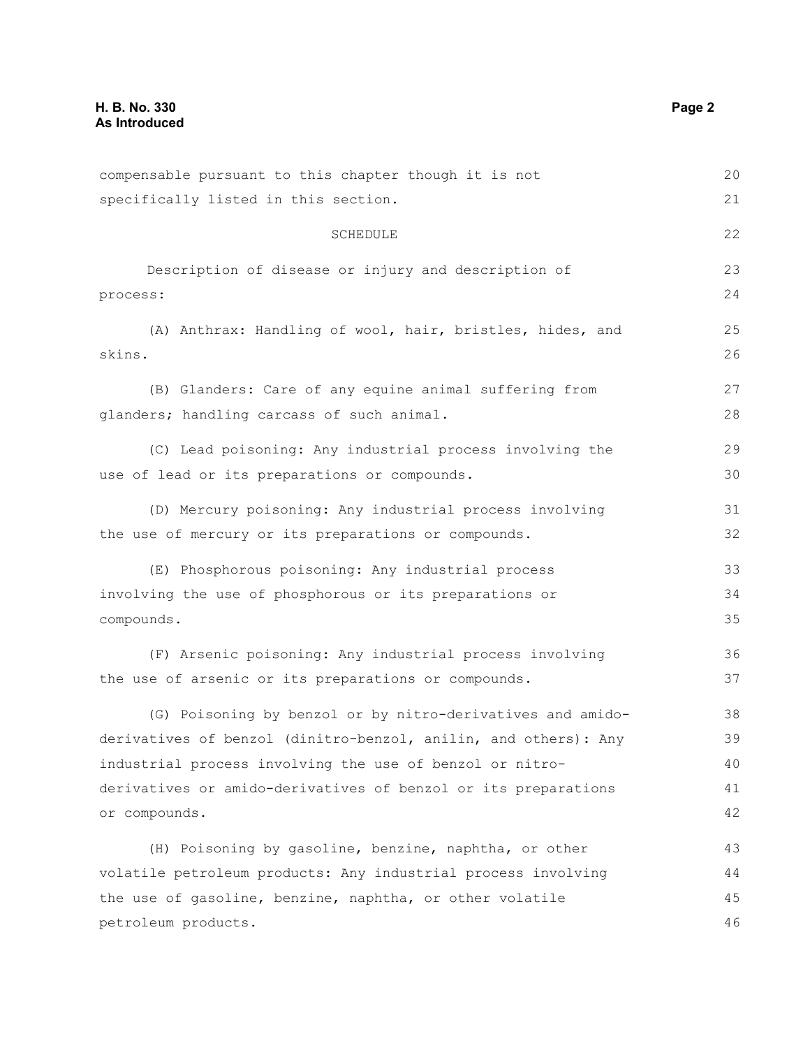compensable pursuant to this chapter though it is not specifically listed in this section.

SCHEDULE

Description of disease or injury and description of process:

(A) Anthrax: Handling of wool, hair, bristles, hides, and skins.

(B) Glanders: Care of any equine animal suffering from glanders; handling carcass of such animal.

(C) Lead poisoning: Any industrial process involving the use of lead or its preparations or compounds.

(D) Mercury poisoning: Any industrial process involving the use of mercury or its preparations or compounds.

(E) Phosphorous poisoning: Any industrial process involving the use of phosphorous or its preparations or compounds.

(F) Arsenic poisoning: Any industrial process involving the use of arsenic or its preparations or compounds.

(G) Poisoning by benzol or by nitro-derivatives and amido-derivatives of benzol (dinitro-benzol, anilin, and others): Any industrial process involving the use of benzol or nitro-derivatives or amido-derivatives of benzol or its preparations or compounds.

(H) Poisoning by gasoline, benzine, naphtha, or other volatile petroleum products: Any industrial process involving the use of gasoline, benzine, naphtha, or other volatile petroleum products.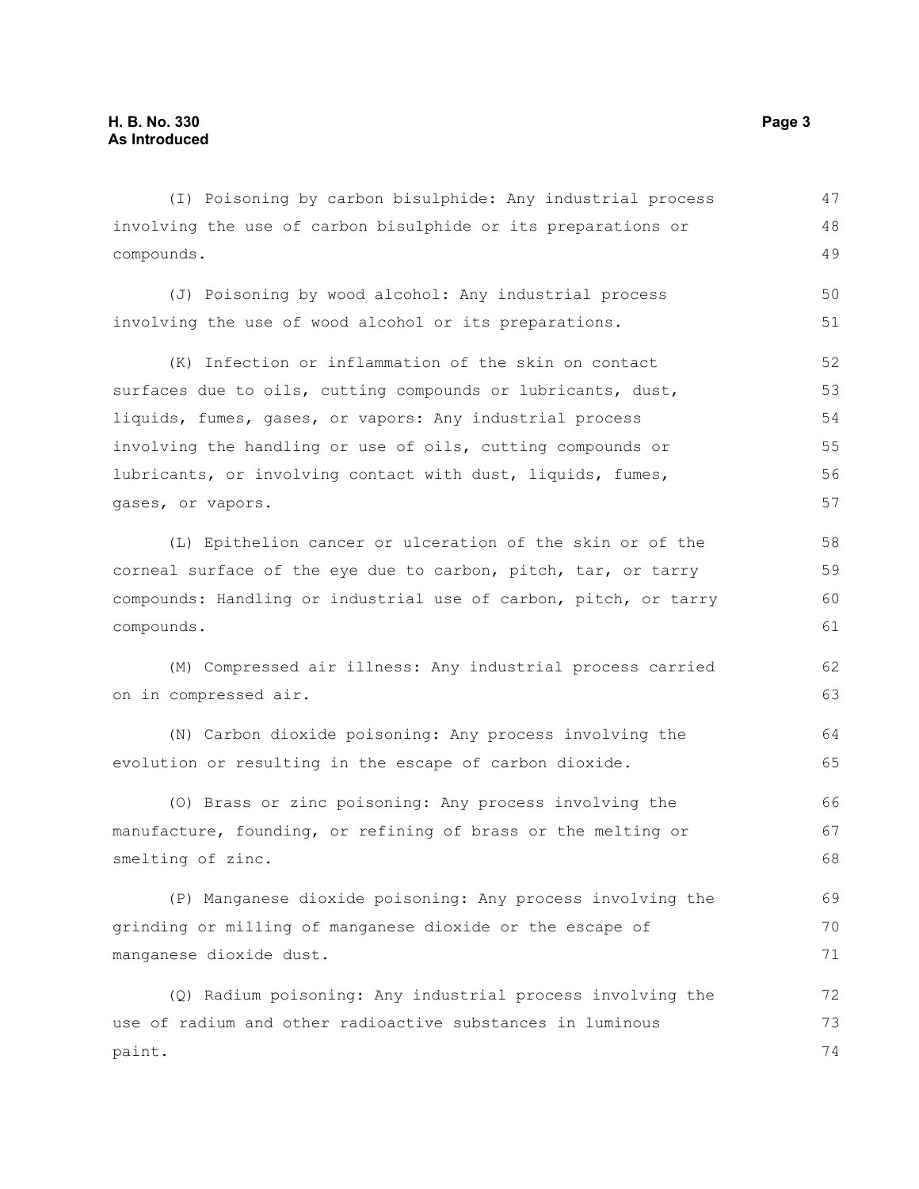(I) Poisoning by carbon bisulphide: Any industrial process involving the use of carbon bisulphide or its preparations or compounds.

(J) Poisoning by wood alcohol: Any industrial process involving the use of wood alcohol or its preparations.

(K) Infection or inflammation of the skin on contact surfaces due to oils, cutting compounds or lubricants, dust, liquids, fumes, gases, or vapors: Any industrial process involving the handling or use of oils, cutting compounds or lubricants, or involving contact with dust, liquids, fumes, gases, or vapors.

(L) Epithelion cancer or ulceration of the skin or of the corneal surface of the eye due to carbon, pitch, tar, or tarry compounds: Handling or industrial use of carbon, pitch, or tarry compounds.

(M) Compressed air illness: Any industrial process carried on in compressed air.

(N) Carbon dioxide poisoning: Any process involving the evolution or resulting in the escape of carbon dioxide.

(O) Brass or zinc poisoning: Any process involving the manufacture, founding, or refining of brass or the melting or smelting of zinc.

(P) Manganese dioxide poisoning: Any process involving the grinding or milling of manganese dioxide or the escape of manganese dioxide dust.

(Q) Radium poisoning: Any industrial process involving the use of radium and other radioactive substances in luminous paint.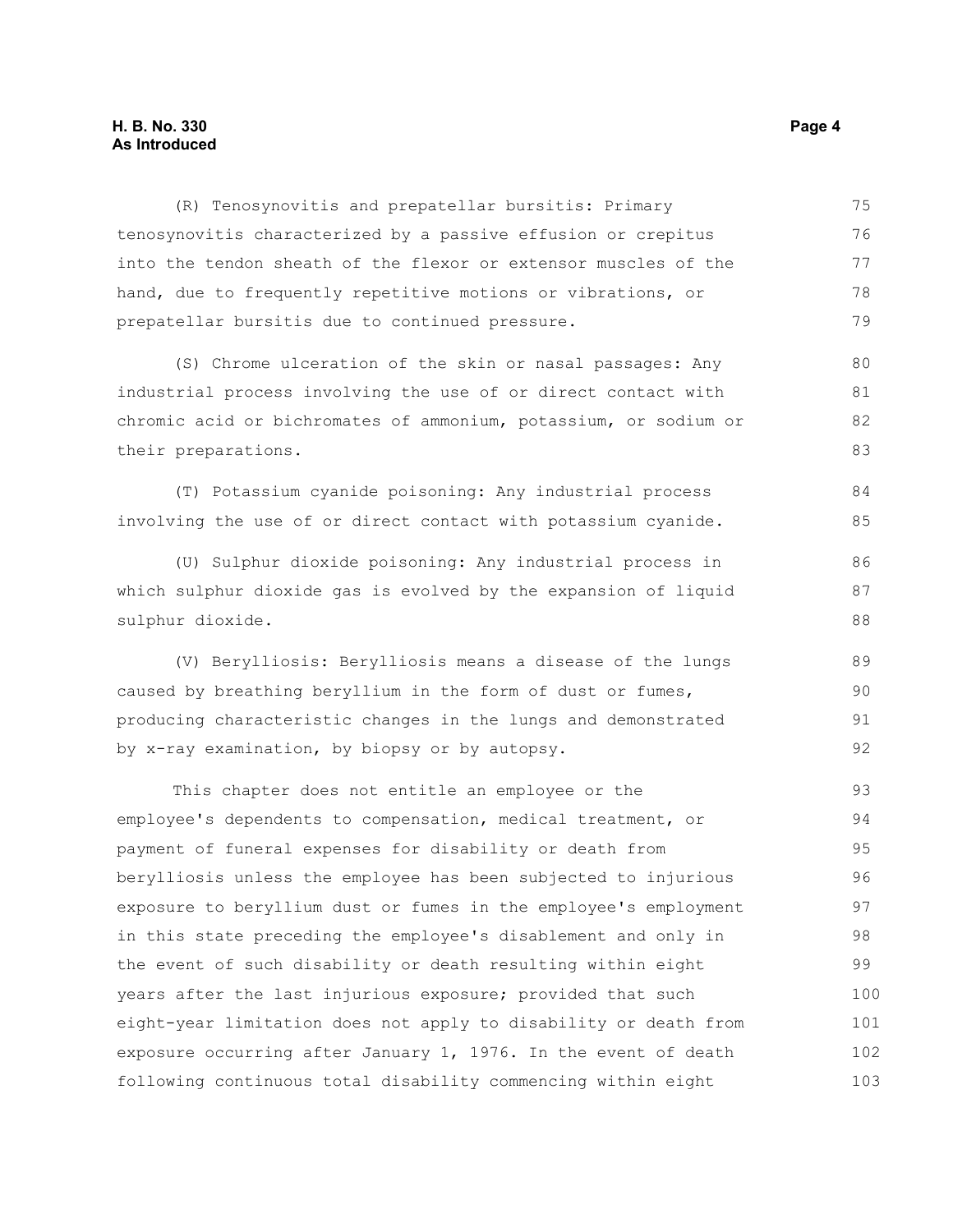(R) Tenosynovitis and prepatellar bursitis: Primary tenosynovitis characterized by a passive effusion or crepitus into the tendon sheath of the flexor or extensor muscles of the hand, due to frequently repetitive motions or vibrations, or prepatellar bursitis due to continued pressure.

(S) Chrome ulceration of the skin or nasal passages: Any industrial process involving the use of or direct contact with chromic acid or bichromates of ammonium, potassium, or sodium or their preparations.

(T) Potassium cyanide poisoning: Any industrial process involving the use of or direct contact with potassium cyanide.

(U) Sulphur dioxide poisoning: Any industrial process in which sulphur dioxide gas is evolved by the expansion of liquid sulphur dioxide.

(V) Berylliosis: Berylliosis means a disease of the lungs caused by breathing beryllium in the form of dust or fumes, producing characteristic changes in the lungs and demonstrated by x-ray examination, by biopsy or by autopsy.

This chapter does not entitle an employee or the employee's dependents to compensation, medical treatment, or payment of funeral expenses for disability or death from berylliosis unless the employee has been subjected to injurious exposure to beryllium dust or fumes in the employee's employment in this state preceding the employee's disablement and only in the event of such disability or death resulting within eight years after the last injurious exposure; provided that such eight-year limitation does not apply to disability or death from exposure occurring after January 1, 1976. In the event of death following continuous total disability commencing within eight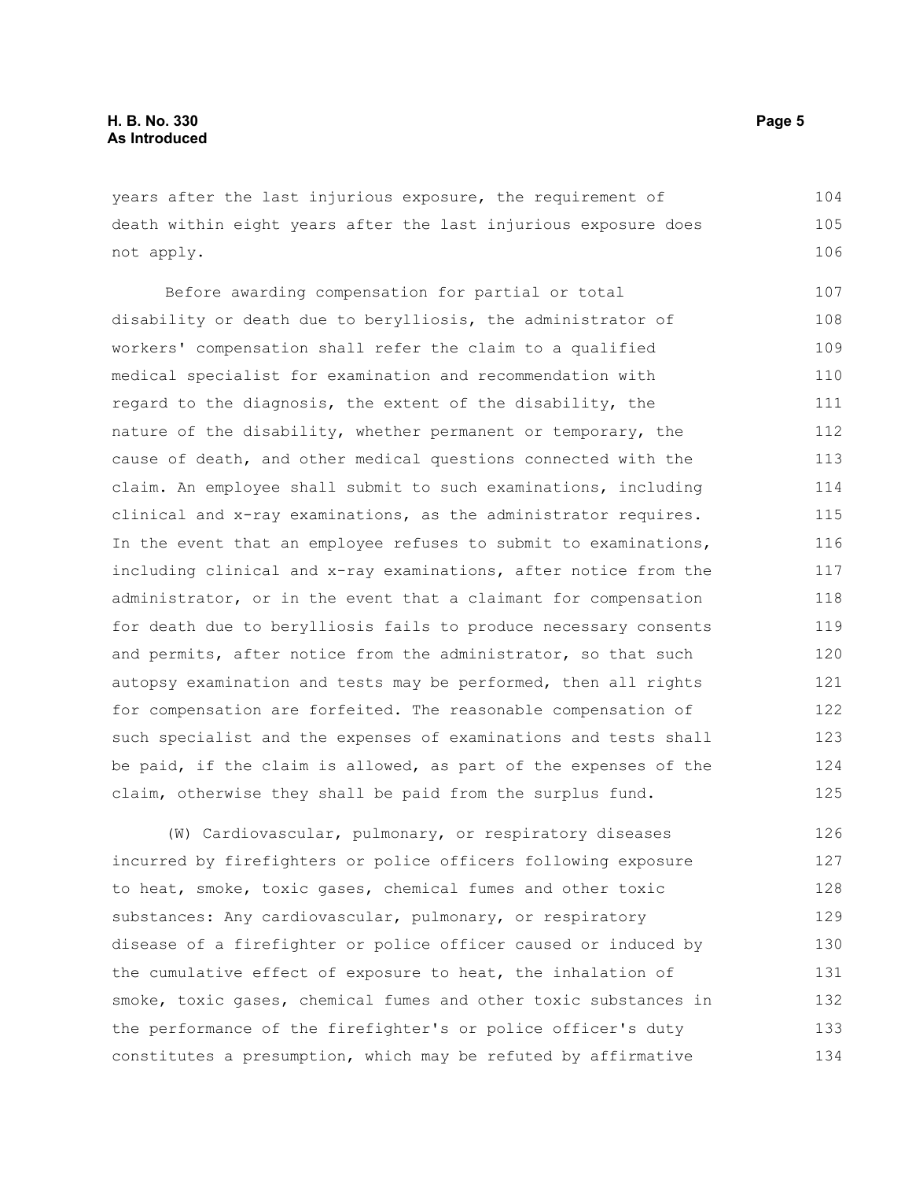years after the last injurious exposure, the requirement of death within eight years after the last injurious exposure does not apply.

Before awarding compensation for partial or total disability or death due to berylliosis, the administrator of workers' compensation shall refer the claim to a qualified medical specialist for examination and recommendation with regard to the diagnosis, the extent of the disability, the nature of the disability, whether permanent or temporary, the cause of death, and other medical questions connected with the claim. An employee shall submit to such examinations, including clinical and x-ray examinations, as the administrator requires. In the event that an employee refuses to submit to examinations, including clinical and x-ray examinations, after notice from the administrator, or in the event that a claimant for compensation for death due to berylliosis fails to produce necessary consents and permits, after notice from the administrator, so that such autopsy examination and tests may be performed, then all rights for compensation are forfeited. The reasonable compensation of such specialist and the expenses of examinations and tests shall be paid, if the claim is allowed, as part of the expenses of the claim, otherwise they shall be paid from the surplus fund.

(W) Cardiovascular, pulmonary, or respiratory diseases incurred by firefighters or police officers following exposure to heat, smoke, toxic gases, chemical fumes and other toxic substances: Any cardiovascular, pulmonary, or respiratory disease of a firefighter or police officer caused or induced by the cumulative effect of exposure to heat, the inhalation of smoke, toxic gases, chemical fumes and other toxic substances in the performance of the firefighter's or police officer's duty constitutes a presumption, which may be refuted by affirmative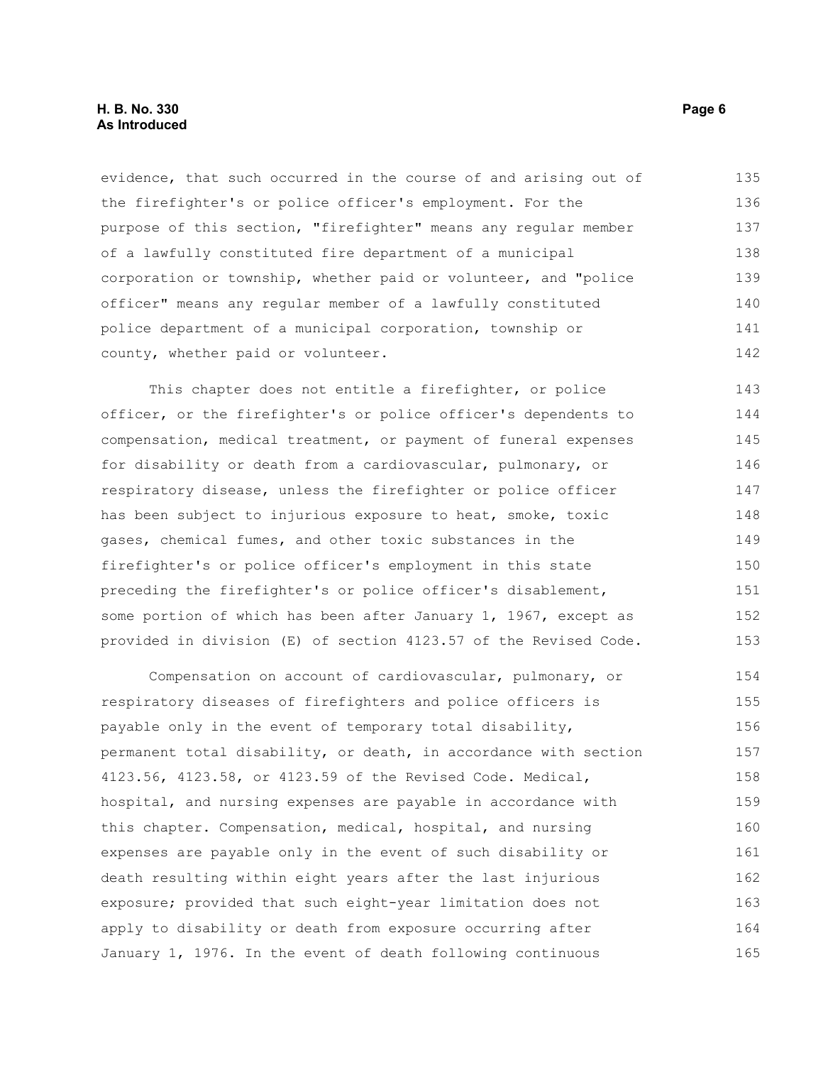evidence, that such occurred in the course of and arising out of the firefighter's or police officer's employment. For the purpose of this section, "firefighter" means any regular member of a lawfully constituted fire department of a municipal corporation or township, whether paid or volunteer, and "police officer" means any regular member of a lawfully constituted police department of a municipal corporation, township or county, whether paid or volunteer.

This chapter does not entitle a firefighter, or police officer, or the firefighter's or police officer's dependents to compensation, medical treatment, or payment of funeral expenses for disability or death from a cardiovascular, pulmonary, or respiratory disease, unless the firefighter or police officer has been subject to injurious exposure to heat, smoke, toxic gases, chemical fumes, and other toxic substances in the firefighter's or police officer's employment in this state preceding the firefighter's or police officer's disablement, some portion of which has been after January 1, 1967, except as provided in division (E) of section 4123.57 of the Revised Code.

Compensation on account of cardiovascular, pulmonary, or respiratory diseases of firefighters and police officers is payable only in the event of temporary total disability, permanent total disability, or death, in accordance with section 4123.56, 4123.58, or 4123.59 of the Revised Code. Medical, hospital, and nursing expenses are payable in accordance with this chapter. Compensation, medical, hospital, and nursing expenses are payable only in the event of such disability or death resulting within eight years after the last injurious exposure; provided that such eight-year limitation does not apply to disability or death from exposure occurring after January 1, 1976. In the event of death following continuous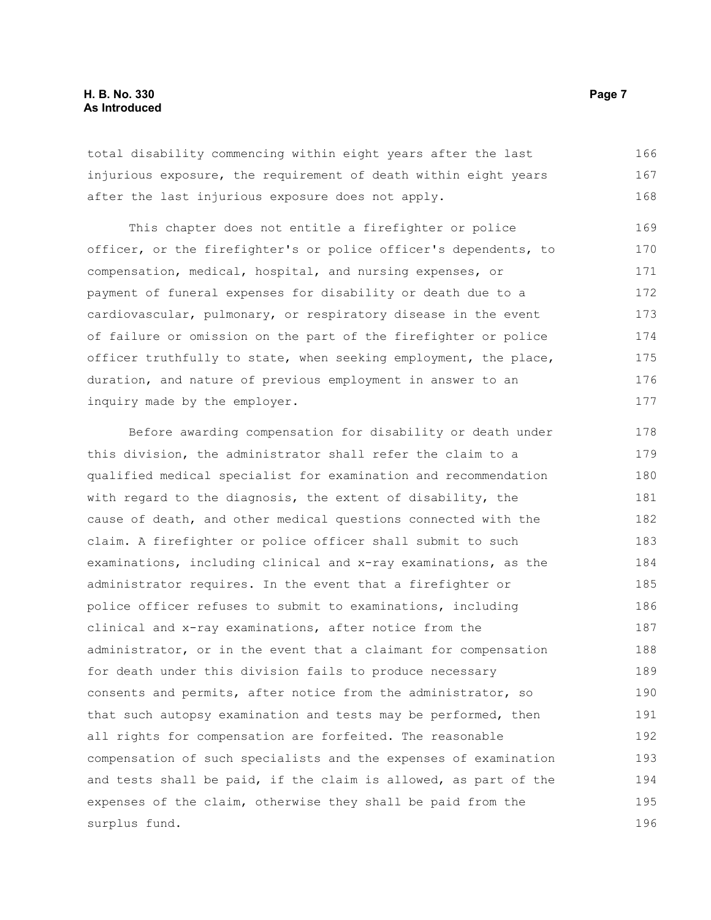total disability commencing within eight years after the last injurious exposure, the requirement of death within eight years after the last injurious exposure does not apply.

This chapter does not entitle a firefighter or police officer, or the firefighter's or police officer's dependents, to compensation, medical, hospital, and nursing expenses, or payment of funeral expenses for disability or death due to a cardiovascular, pulmonary, or respiratory disease in the event of failure or omission on the part of the firefighter or police officer truthfully to state, when seeking employment, the place, duration, and nature of previous employment in answer to an inquiry made by the employer.

Before awarding compensation for disability or death under this division, the administrator shall refer the claim to a qualified medical specialist for examination and recommendation with regard to the diagnosis, the extent of disability, the cause of death, and other medical questions connected with the claim. A firefighter or police officer shall submit to such examinations, including clinical and x-ray examinations, as the administrator requires. In the event that a firefighter or police officer refuses to submit to examinations, including clinical and x-ray examinations, after notice from the administrator, or in the event that a claimant for compensation for death under this division fails to produce necessary consents and permits, after notice from the administrator, so that such autopsy examination and tests may be performed, then all rights for compensation are forfeited. The reasonable compensation of such specialists and the expenses of examination and tests shall be paid, if the claim is allowed, as part of the expenses of the claim, otherwise they shall be paid from the surplus fund.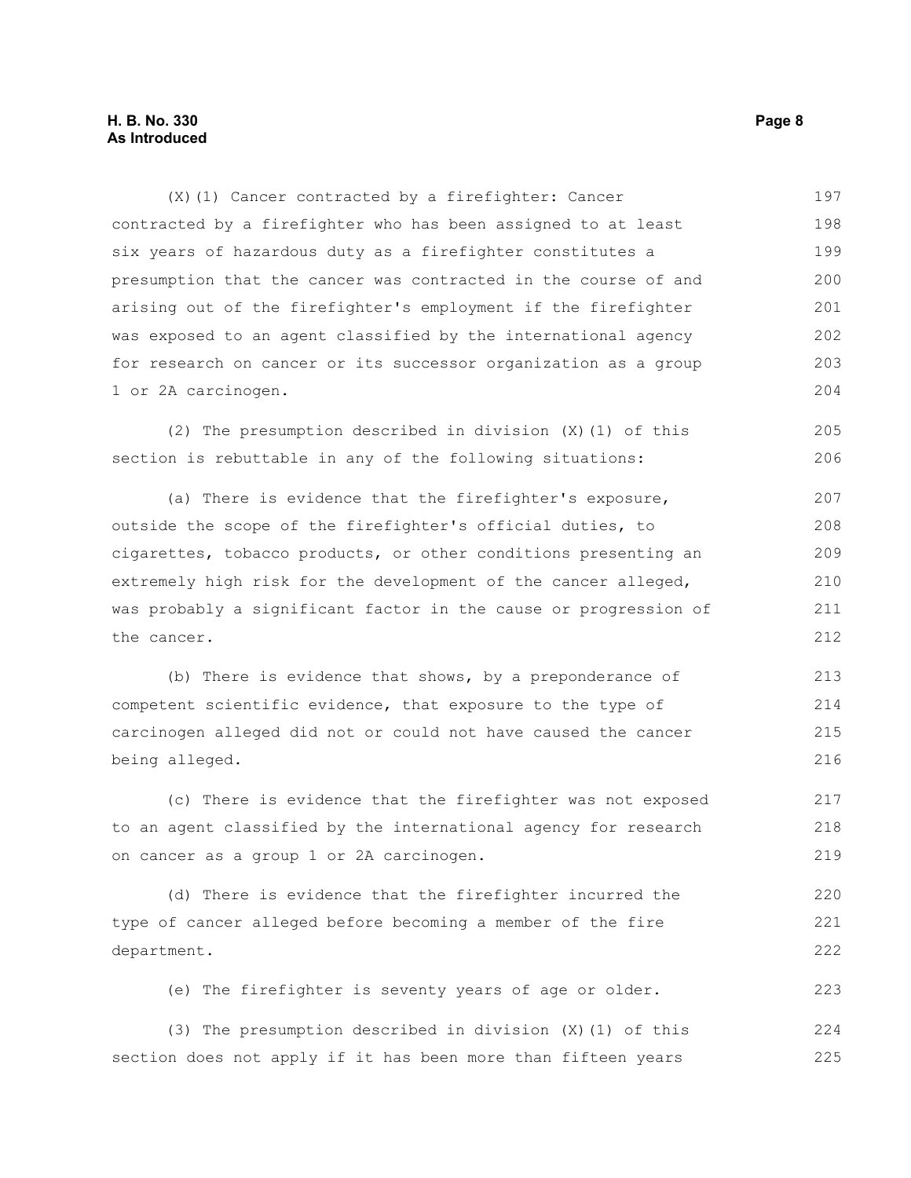(X)(1) Cancer contracted by a firefighter: Cancer contracted by a firefighter who has been assigned to at least six years of hazardous duty as a firefighter constitutes a presumption that the cancer was contracted in the course of and arising out of the firefighter's employment if the firefighter was exposed to an agent classified by the international agency for research on cancer or its successor organization as a group 1 or 2A carcinogen.

(2) The presumption described in division (X)(1) of this section is rebuttable in any of the following situations:

(a) There is evidence that the firefighter's exposure, outside the scope of the firefighter's official duties, to cigarettes, tobacco products, or other conditions presenting an extremely high risk for the development of the cancer alleged, was probably a significant factor in the cause or progression of the cancer.

(b) There is evidence that shows, by a preponderance of competent scientific evidence, that exposure to the type of carcinogen alleged did not or could not have caused the cancer being alleged.

(c) There is evidence that the firefighter was not exposed to an agent classified by the international agency for research on cancer as a group 1 or 2A carcinogen.

(d) There is evidence that the firefighter incurred the type of cancer alleged before becoming a member of the fire department.

(e) The firefighter is seventy years of age or older.

(3) The presumption described in division (X)(1) of this section does not apply if it has been more than fifteen years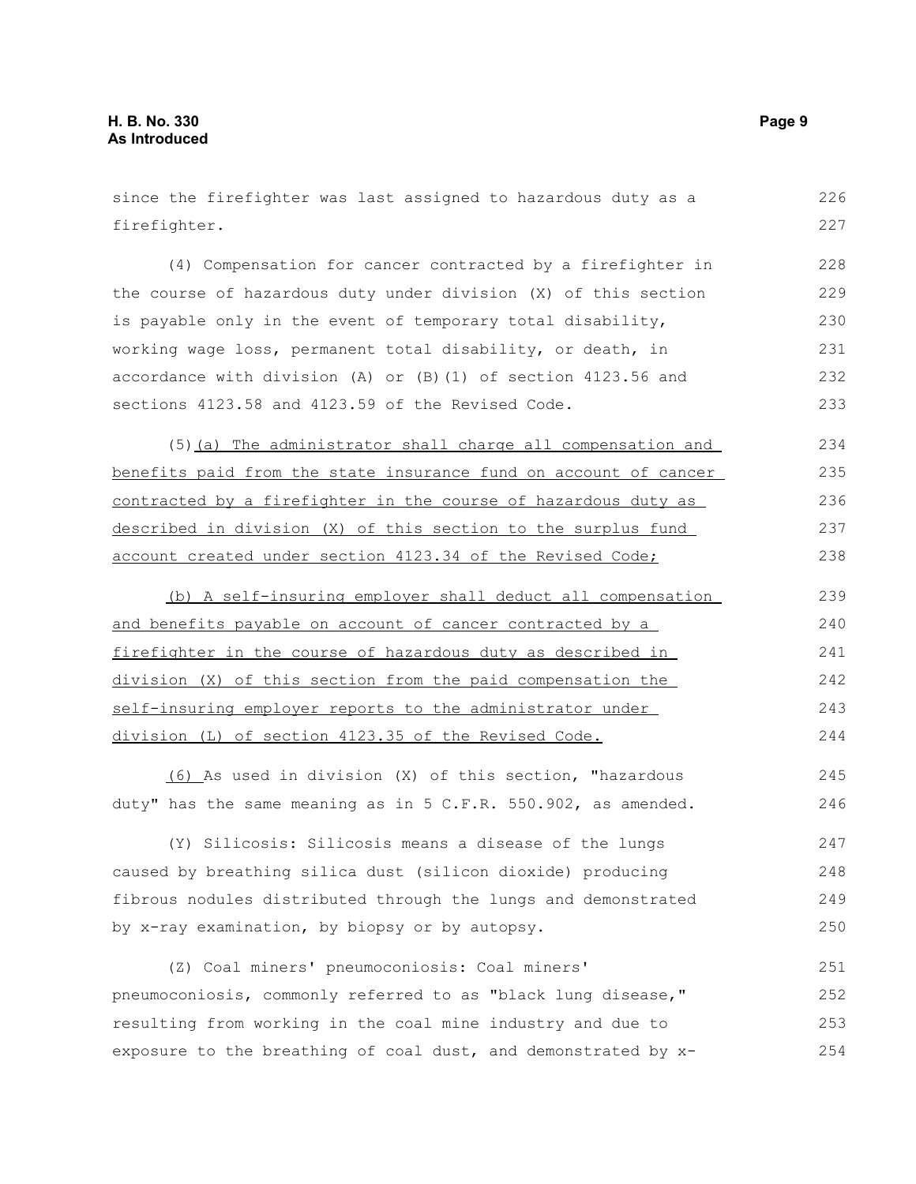since the firefighter was last assigned to hazardous duty as a firefighter.

(4) Compensation for cancer contracted by a firefighter in the course of hazardous duty under division (X) of this section is payable only in the event of temporary total disability, working wage loss, permanent total disability, or death, in accordance with division (A) or (B)(1) of section 4123.56 and sections 4123.58 and 4123.59 of the Revised Code.

(5) (a) The administrator shall charge all compensation and benefits paid from the state insurance fund on account of cancer contracted by a firefighter in the course of hazardous duty as described in division (X) of this section to the surplus fund account created under section 4123.34 of the Revised Code;

(b) A self-insuring employer shall deduct all compensation and benefits payable on account of cancer contracted by a firefighter in the course of hazardous duty as described in division (X) of this section from the paid compensation the self-insuring employer reports to the administrator under division (L) of section 4123.35 of the Revised Code.

(6) As used in division (X) of this section, "hazardous duty" has the same meaning as in 5 C.F.R. 550.902, as amended.

(Y) Silicosis: Silicosis means a disease of the lungs caused by breathing silica dust (silicon dioxide) producing fibrous nodules distributed through the lungs and demonstrated by x-ray examination, by biopsy or by autopsy.

(Z) Coal miners' pneumoconiosis: Coal miners' pneumoconiosis, commonly referred to as "black lung disease," resulting from working in the coal mine industry and due to exposure to the breathing of coal dust, and demonstrated by x-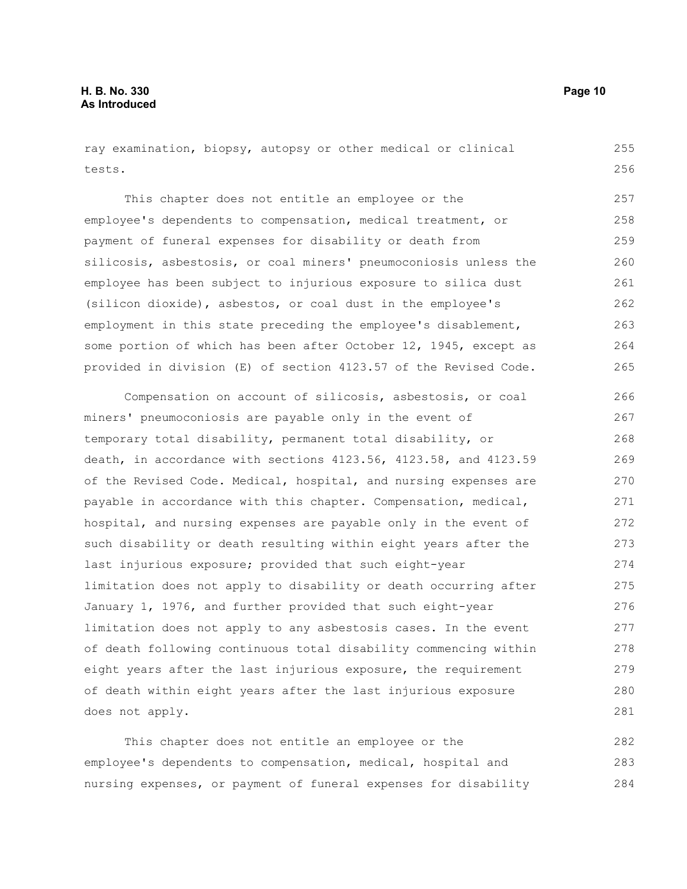ray examination, biopsy, autopsy or other medical or clinical tests.

This chapter does not entitle an employee or the employee's dependents to compensation, medical treatment, or payment of funeral expenses for disability or death from silicosis, asbestosis, or coal miners' pneumoconiosis unless the employee has been subject to injurious exposure to silica dust (silicon dioxide), asbestos, or coal dust in the employee's employment in this state preceding the employee's disablement, some portion of which has been after October 12, 1945, except as provided in division (E) of section 4123.57 of the Revised Code.

Compensation on account of silicosis, asbestosis, or coal miners' pneumoconiosis are payable only in the event of temporary total disability, permanent total disability, or death, in accordance with sections 4123.56, 4123.58, and 4123.59 of the Revised Code. Medical, hospital, and nursing expenses are payable in accordance with this chapter. Compensation, medical, hospital, and nursing expenses are payable only in the event of such disability or death resulting within eight years after the last injurious exposure; provided that such eight-year limitation does not apply to disability or death occurring after January 1, 1976, and further provided that such eight-year limitation does not apply to any asbestosis cases. In the event of death following continuous total disability commencing within eight years after the last injurious exposure, the requirement of death within eight years after the last injurious exposure does not apply.

This chapter does not entitle an employee or the employee's dependents to compensation, medical, hospital and nursing expenses, or payment of funeral expenses for disability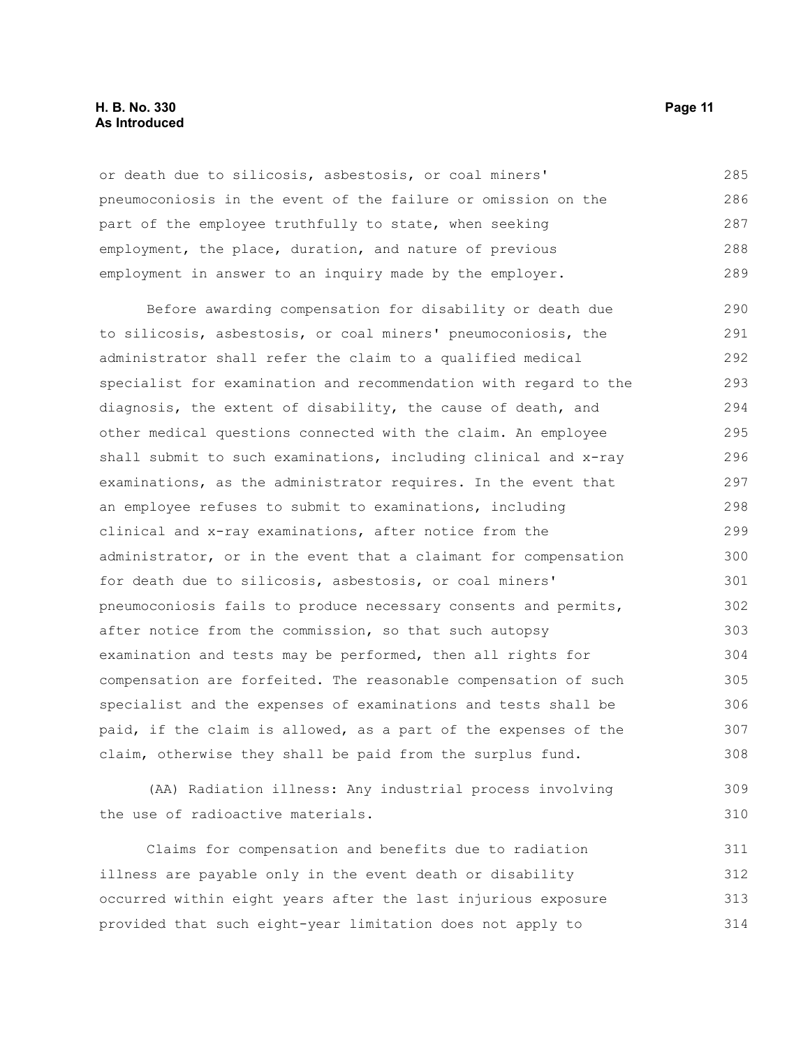or death due to silicosis, asbestosis, or coal miners' pneumoconiosis in the event of the failure or omission on the part of the employee truthfully to state, when seeking employment, the place, duration, and nature of previous employment in answer to an inquiry made by the employer.

Before awarding compensation for disability or death due to silicosis, asbestosis, or coal miners' pneumoconiosis, the administrator shall refer the claim to a qualified medical specialist for examination and recommendation with regard to the diagnosis, the extent of disability, the cause of death, and other medical questions connected with the claim. An employee shall submit to such examinations, including clinical and x-ray examinations, as the administrator requires. In the event that an employee refuses to submit to examinations, including clinical and x-ray examinations, after notice from the administrator, or in the event that a claimant for compensation for death due to silicosis, asbestosis, or coal miners' pneumoconiosis fails to produce necessary consents and permits, after notice from the commission, so that such autopsy examination and tests may be performed, then all rights for compensation are forfeited. The reasonable compensation of such specialist and the expenses of examinations and tests shall be paid, if the claim is allowed, as a part of the expenses of the claim, otherwise they shall be paid from the surplus fund.

(AA) Radiation illness: Any industrial process involving the use of radioactive materials.

Claims for compensation and benefits due to radiation illness are payable only in the event death or disability occurred within eight years after the last injurious exposure provided that such eight-year limitation does not apply to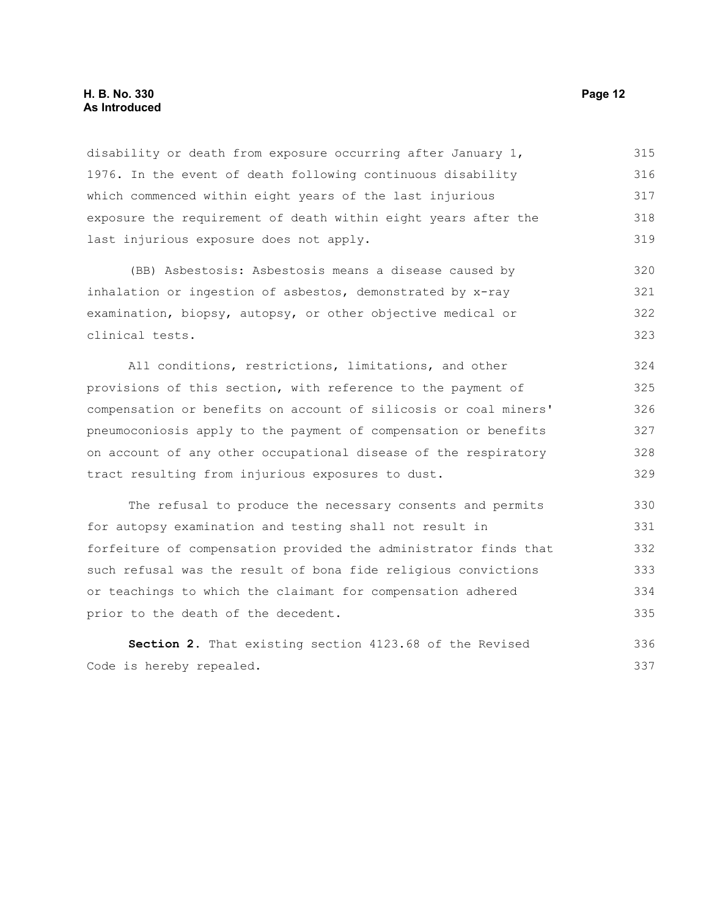disability or death from exposure occurring after January 1, 1976. In the event of death following continuous disability which commenced within eight years of the last injurious exposure the requirement of death within eight years after the last injurious exposure does not apply.

(BB) Asbestosis: Asbestosis means a disease caused by inhalation or ingestion of asbestos, demonstrated by x-ray examination, biopsy, autopsy, or other objective medical or clinical tests.

All conditions, restrictions, limitations, and other provisions of this section, with reference to the payment of compensation or benefits on account of silicosis or coal miners' pneumoconiosis apply to the payment of compensation or benefits on account of any other occupational disease of the respiratory tract resulting from injurious exposures to dust.

The refusal to produce the necessary consents and permits for autopsy examination and testing shall not result in forfeiture of compensation provided the administrator finds that such refusal was the result of bona fide religious convictions or teachings to which the claimant for compensation adhered prior to the death of the decedent.

**Section 2.** That existing section 4123.68 of the Revised Code is hereby repealed.